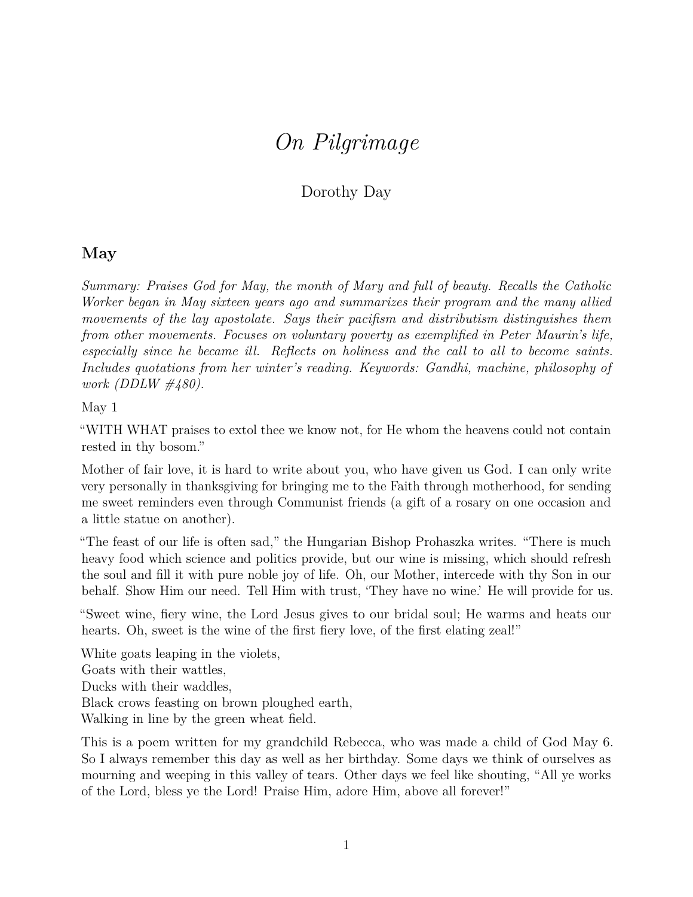# *On Pilgrimage*

Dorothy Day

## May

*Summary: Praises God for May, the month of Mary and full of beauty. Recalls the Catholic Worker began in May sixteen years ago and summarizes their program and the many allied movements of the lay apostolate. Says their pacifism and distributism distinguishes them from other movements. Focuses on voluntary poverty as exemplified in Peter Maurin's life, especially since he became ill. Reflects on holiness and the call to all to become saints. Includes quotations from her winter's reading. Keywords: Gandhi, machine, philosophy of work (DDLW #480).*

May 1

"WITH WHAT praises to extol thee we know not, for He whom the heavens could not contain rested in thy bosom."

Mother of fair love, it is hard to write about you, who have given us God. I can only write very personally in thanksgiving for bringing me to the Faith through motherhood, for sending me sweet reminders even through Communist friends (a gift of a rosary on one occasion and a little statue on another).

"The feast of our life is often sad," the Hungarian Bishop Prohaszka writes. "There is much heavy food which science and politics provide, but our wine is missing, which should refresh the soul and fill it with pure noble joy of life. Oh, our Mother, intercede with thy Son in our behalf. Show Him our need. Tell Him with trust, 'They have no wine.' He will provide for us.

"Sweet wine, fiery wine, the Lord Jesus gives to our bridal soul; He warms and heats our hearts. Oh, sweet is the wine of the first fiery love, of the first elating zeal!"

White goats leaping in the violets,  
Goats with their wattles,  
Ducks with their waddles,  
Black crows feasting on brown ploughed earth,  
Walking in line by the green wheat field.

This is a poem written for my grandchild Rebecca, who was made a child of God May 6. So I always remember this day as well as her birthday. Some days we think of ourselves as mourning and weeping in this valley of tears. Other days we feel like shouting, "All ye works of the Lord, bless ye the Lord! Praise Him, adore Him, above all forever!"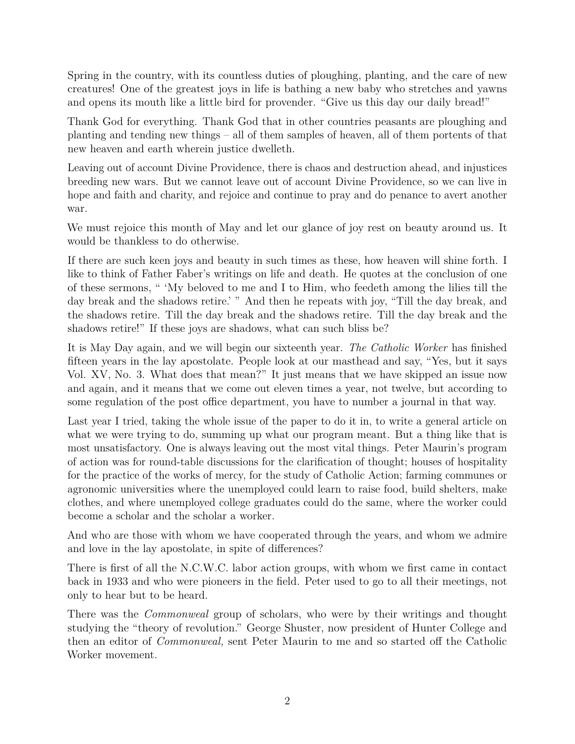Spring in the country, with its countless duties of ploughing, planting, and the care of new creatures! One of the greatest joys in life is bathing a new baby who stretches and yawns and opens its mouth like a little bird for provender. "Give us this day our daily bread!"

Thank God for everything. Thank God that in other countries peasants are ploughing and planting and tending new things – all of them samples of heaven, all of them portents of that new heaven and earth wherein justice dwelleth.

Leaving out of account Divine Providence, there is chaos and destruction ahead, and injustices breeding new wars. But we cannot leave out of account Divine Providence, so we can live in hope and faith and charity, and rejoice and continue to pray and do penance to avert another war.

We must rejoice this month of May and let our glance of joy rest on beauty around us. It would be thankless to do otherwise.

If there are such keen joys and beauty in such times as these, how heaven will shine forth. I like to think of Father Faber's writings on life and death. He quotes at the conclusion of one of these sermons, " 'My beloved to me and I to Him, who feedeth among the lilies till the day break and the shadows retire.' " And then he repeats with joy, "Till the day break, and the shadows retire. Till the day break and the shadows retire. Till the day break and the shadows retire!" If these joys are shadows, what can such bliss be?

It is May Day again, and we will begin our sixteenth year. *The Catholic Worker* has finished fifteen years in the lay apostolate. People look at our masthead and say, "Yes, but it says Vol. XV, No. 3. What does that mean?" It just means that we have skipped an issue now and again, and it means that we come out eleven times a year, not twelve, but according to some regulation of the post office department, you have to number a journal in that way.

Last year I tried, taking the whole issue of the paper to do it in, to write a general article on what we were trying to do, summing up what our program meant. But a thing like that is most unsatisfactory. One is always leaving out the most vital things. Peter Maurin's program of action was for round-table discussions for the clarification of thought; houses of hospitality for the practice of the works of mercy, for the study of Catholic Action; farming communes or agronomic universities where the unemployed could learn to raise food, build shelters, make clothes, and where unemployed college graduates could do the same, where the worker could become a scholar and the scholar a worker.

And who are those with whom we have cooperated through the years, and whom we admire and love in the lay apostolate, in spite of differences?

There is first of all the N.C.W.C. labor action groups, with whom we first came in contact back in 1933 and who were pioneers in the field. Peter used to go to all their meetings, not only to hear but to be heard.

There was the *Commonweal* group of scholars, who were by their writings and thought studying the "theory of revolution." George Shuster, now president of Hunter College and then an editor of *Commonweal,* sent Peter Maurin to me and so started off the Catholic Worker movement.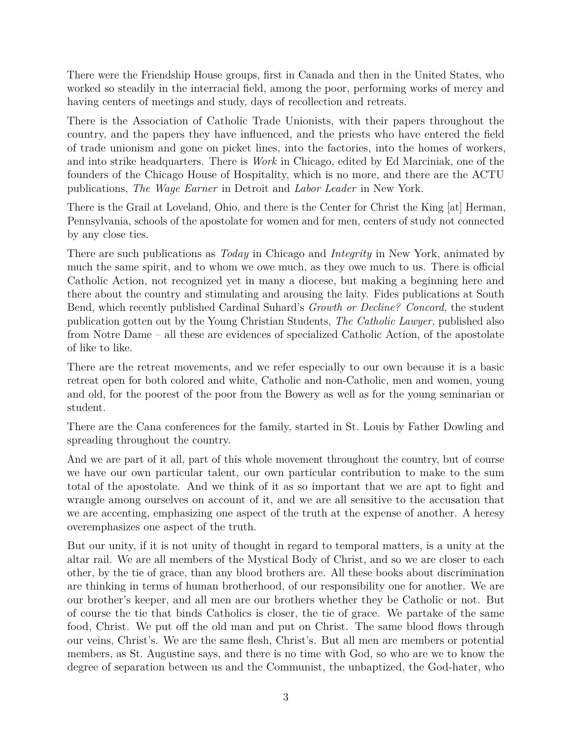There were the Friendship House groups, first in Canada and then in the United States, who worked so steadily in the interracial field, among the poor, performing works of mercy and having centers of meetings and study, days of recollection and retreats.

There is the Association of Catholic Trade Unionists, with their papers throughout the country, and the papers they have influenced, and the priests who have entered the field of trade unionism and gone on picket lines, into the factories, into the homes of workers, and into strike headquarters. There is *Work* in Chicago, edited by Ed Marciniak, one of the founders of the Chicago House of Hospitality, which is no more, and there are the ACTU publications, *The Wage Earner* in Detroit and *Labor Leader* in New York.

There is the Grail at Loveland, Ohio, and there is the Center for Christ the King [at] Herman, Pennsylvania, schools of the apostolate for women and for men, centers of study not connected by any close ties.

There are such publications as *Today* in Chicago and *Integrity* in New York, animated by much the same spirit, and to whom we owe much, as they owe much to us. There is official Catholic Action, not recognized yet in many a diocese, but making a beginning here and there about the country and stimulating and arousing the laity. Fides publications at South Bend, which recently published Cardinal Suhard's *Growth or Decline? Concord,* the student publication gotten out by the Young Christian Students, *The Catholic Lawyer,* published also from Notre Dame – all these are evidences of specialized Catholic Action, of the apostolate of like to like.

There are the retreat movements, and we refer especially to our own because it is a basic retreat open for both colored and white, Catholic and non-Catholic, men and women, young and old, for the poorest of the poor from the Bowery as well as for the young seminarian or student.

There are the Cana conferences for the family, started in St. Louis by Father Dowling and spreading throughout the country.

And we are part of it all, part of this whole movement throughout the country, but of course we have our own particular talent, our own particular contribution to make to the sum total of the apostolate. And we think of it as so important that we are apt to fight and wrangle among ourselves on account of it, and we are all sensitive to the accusation that we are accenting, emphasizing one aspect of the truth at the expense of another. A heresy overemphasizes one aspect of the truth.

But our unity, if it is not unity of thought in regard to temporal matters, is a unity at the altar rail. We are all members of the Mystical Body of Christ, and so we are closer to each other, by the tie of grace, than any blood brothers are. All these books about discrimination are thinking in terms of human brotherhood, of our responsibility one for another. We are our brother's keeper, and all men are our brothers whether they be Catholic or not. But of course the tie that binds Catholics is closer, the tie of grace. We partake of the same food, Christ. We put off the old man and put on Christ. The same blood flows through our veins, Christ's. We are the same flesh, Christ's. But all men are members or potential members, as St. Augustine says, and there is no time with God, so who are we to know the degree of separation between us and the Communist, the unbaptized, the God-hater, who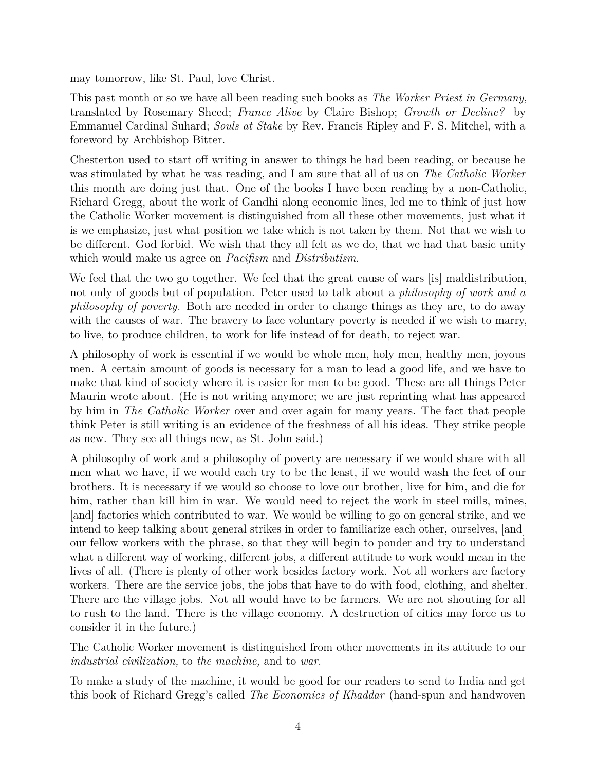may tomorrow, like St. Paul, love Christ.

This past month or so we have all been reading such books as *The Worker Priest in Germany,* translated by Rosemary Sheed; *France Alive* by Claire Bishop; *Growth or Decline?* by Emmanuel Cardinal Suhard; *Souls at Stake* by Rev. Francis Ripley and F. S. Mitchel, with a foreword by Archbishop Bitter.

Chesterton used to start off writing in answer to things he had been reading, or because he was stimulated by what he was reading, and I am sure that all of us on *The Catholic Worker* this month are doing just that. One of the books I have been reading by a non-Catholic, Richard Gregg, about the work of Gandhi along economic lines, led me to think of just how the Catholic Worker movement is distinguished from all these other movements, just what it is we emphasize, just what position we take which is not taken by them. Not that we wish to be different. God forbid. We wish that they all felt as we do, that we had that basic unity which would make us agree on *Pacifism* and *Distributism*.

We feel that the two go together. We feel that the great cause of wars [is] maldistribution, not only of goods but of population. Peter used to talk about a *philosophy of work and a philosophy of poverty*. Both are needed in order to change things as they are, to do away with the causes of war. The bravery to face voluntary poverty is needed if we wish to marry, to live, to produce children, to work for life instead of for death, to reject war.

A philosophy of work is essential if we would be whole men, holy men, healthy men, joyous men. A certain amount of goods is necessary for a man to lead a good life, and we have to make that kind of society where it is easier for men to be good. These are all things Peter Maurin wrote about. (He is not writing anymore; we are just reprinting what has appeared by him in *The Catholic Worker* over and over again for many years. The fact that people think Peter is still writing is an evidence of the freshness of all his ideas. They strike people as new. They see all things new, as St. John said.)

A philosophy of work and a philosophy of poverty are necessary if we would share with all men what we have, if we would each try to be the least, if we would wash the feet of our brothers. It is necessary if we would so choose to love our brother, live for him, and die for him, rather than kill him in war. We would need to reject the work in steel mills, mines, [and] factories which contributed to war. We would be willing to go on general strike, and we intend to keep talking about general strikes in order to familiarize each other, ourselves, [and] our fellow workers with the phrase, so that they will begin to ponder and try to understand what a different way of working, different jobs, a different attitude to work would mean in the lives of all. (There is plenty of other work besides factory work. Not all workers are factory workers. There are the service jobs, the jobs that have to do with food, clothing, and shelter. There are the village jobs. Not all would have to be farmers. We are not shouting for all to rush to the land. There is the village economy. A destruction of cities may force us to consider it in the future.)

The Catholic Worker movement is distinguished from other movements in its attitude to our *industrial civilization,* to *the machine,* and to *war*.

To make a study of the machine, it would be good for our readers to send to India and get this book of Richard Gregg's called *The Economics of Khaddar* (hand-spun and handwoven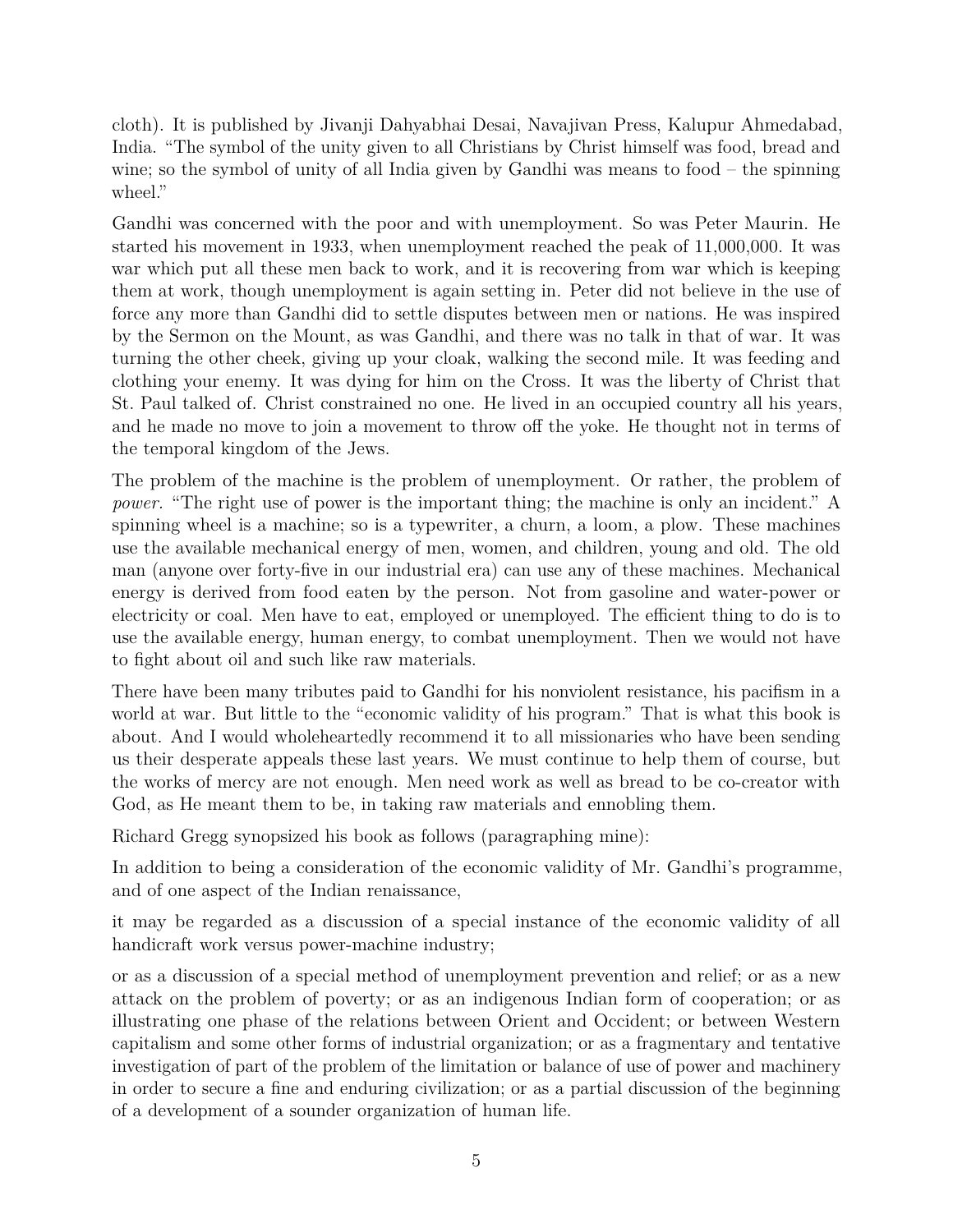cloth). It is published by Jivanji Dahyabhai Desai, Navajivan Press, Kalupur Ahmedabad, India. "The symbol of the unity given to all Christians by Christ himself was food, bread and wine; so the symbol of unity of all India given by Gandhi was means to food – the spinning wheel."

Gandhi was concerned with the poor and with unemployment. So was Peter Maurin. He started his movement in 1933, when unemployment reached the peak of 11,000,000. It was war which put all these men back to work, and it is recovering from war which is keeping them at work, though unemployment is again setting in. Peter did not believe in the use of force any more than Gandhi did to settle disputes between men or nations. He was inspired by the Sermon on the Mount, as was Gandhi, and there was no talk in that of war. It was turning the other cheek, giving up your cloak, walking the second mile. It was feeding and clothing your enemy. It was dying for him on the Cross. It was the liberty of Christ that St. Paul talked of. Christ constrained no one. He lived in an occupied country all his years, and he made no move to join a movement to throw off the yoke. He thought not in terms of the temporal kingdom of the Jews.

The problem of the machine is the problem of unemployment. Or rather, the problem of *power*. "The right use of power is the important thing; the machine is only an incident." A spinning wheel is a machine; so is a typewriter, a churn, a loom, a plow. These machines use the available mechanical energy of men, women, and children, young and old. The old man (anyone over forty-five in our industrial era) can use any of these machines. Mechanical energy is derived from food eaten by the person. Not from gasoline and water-power or electricity or coal. Men have to eat, employed or unemployed. The efficient thing to do is to use the available energy, human energy, to combat unemployment. Then we would not have to fight about oil and such like raw materials.

There have been many tributes paid to Gandhi for his nonviolent resistance, his pacifism in a world at war. But little to the "economic validity of his program." That is what this book is about. And I would wholeheartedly recommend it to all missionaries who have been sending us their desperate appeals these last years. We must continue to help them of course, but the works of mercy are not enough. Men need work as well as bread to be co-creator with God, as He meant them to be, in taking raw materials and ennobling them.

Richard Gregg synopsized his book as follows (paragraphing mine):

In addition to being a consideration of the economic validity of Mr. Gandhi's programme, and of one aspect of the Indian renaissance,

it may be regarded as a discussion of a special instance of the economic validity of all handicraft work versus power-machine industry;

or as a discussion of a special method of unemployment prevention and relief; or as a new attack on the problem of poverty; or as an indigenous Indian form of cooperation; or as illustrating one phase of the relations between Orient and Occident; or between Western capitalism and some other forms of industrial organization; or as a fragmentary and tentative investigation of part of the problem of the limitation or balance of use of power and machinery in order to secure a fine and enduring civilization; or as a partial discussion of the beginning of a development of a sounder organization of human life.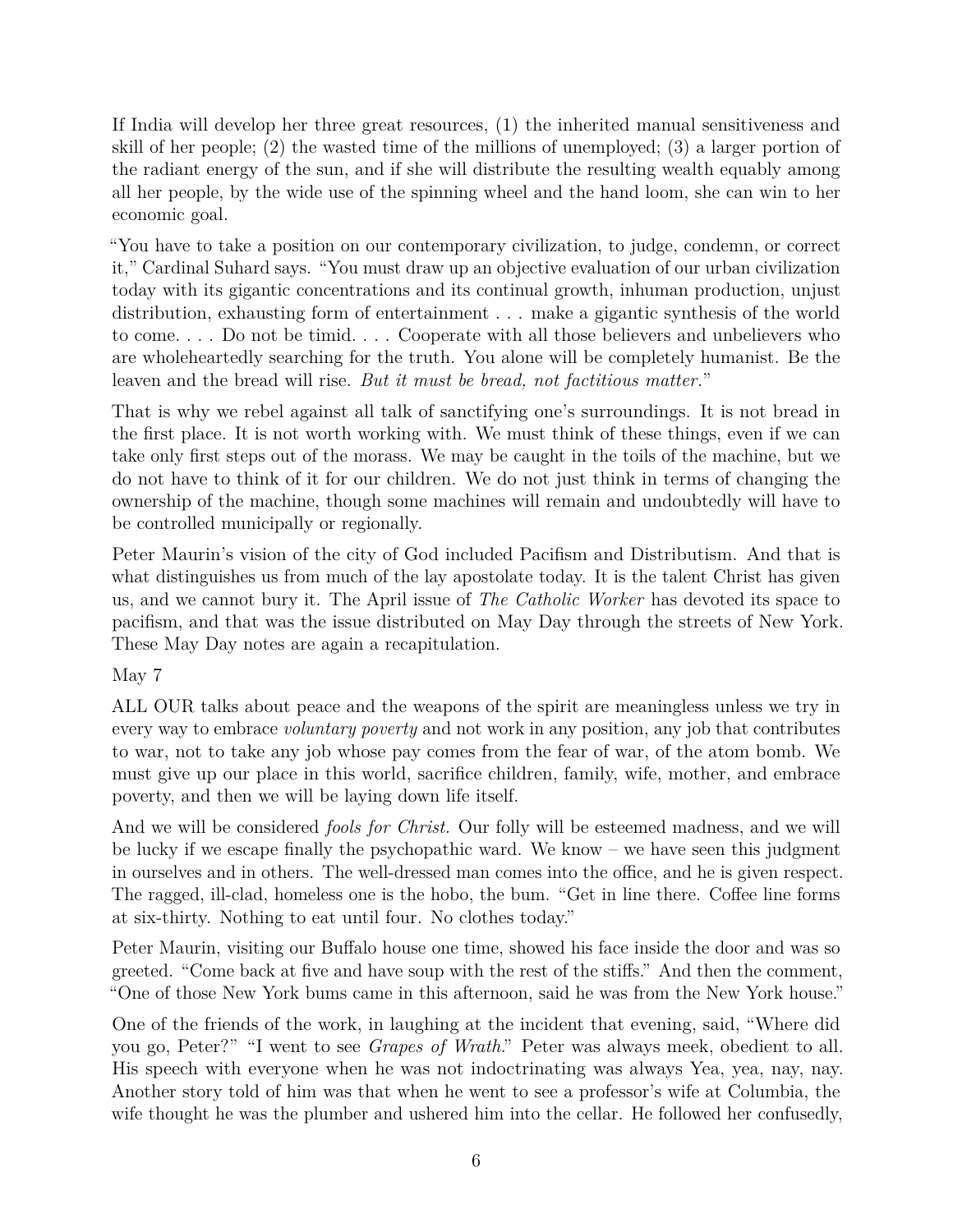If India will develop her three great resources, (1) the inherited manual sensitiveness and skill of her people; (2) the wasted time of the millions of unemployed; (3) a larger portion of the radiant energy of the sun, and if she will distribute the resulting wealth equably among all her people, by the wide use of the spinning wheel and the hand loom, she can win to her economic goal.

"You have to take a position on our contemporary civilization, to judge, condemn, or correct it," Cardinal Suhard says. "You must draw up an objective evaluation of our urban civilization today with its gigantic concentrations and its continual growth, inhuman production, unjust distribution, exhausting form of entertainment . . . make a gigantic synthesis of the world to come. . . . Do not be timid. . . . Cooperate with all those believers and unbelievers who are wholeheartedly searching for the truth. You alone will be completely humanist. Be the leaven and the bread will rise. *But it must be bread, not factitious matter.*"

That is why we rebel against all talk of sanctifying one's surroundings. It is not bread in the first place. It is not worth working with. We must think of these things, even if we can take only first steps out of the morass. We may be caught in the toils of the machine, but we do not have to think of it for our children. We do not just think in terms of changing the ownership of the machine, though some machines will remain and undoubtedly will have to be controlled municipally or regionally.

Peter Maurin's vision of the city of God included Pacifism and Distributism. And that is what distinguishes us from much of the lay apostolate today. It is the talent Christ has given us, and we cannot bury it. The April issue of *The Catholic Worker* has devoted its space to pacifism, and that was the issue distributed on May Day through the streets of New York. These May Day notes are again a recapitulation.

May 7

ALL OUR talks about peace and the weapons of the spirit are meaningless unless we try in every way to embrace *voluntary poverty* and not work in any position, any job that contributes to war, not to take any job whose pay comes from the fear of war, of the atom bomb. We must give up our place in this world, sacrifice children, family, wife, mother, and embrace poverty, and then we will be laying down life itself.

And we will be considered *fools for Christ.* Our folly will be esteemed madness, and we will be lucky if we escape finally the psychopathic ward. We know – we have seen this judgment in ourselves and in others. The well-dressed man comes into the office, and he is given respect. The ragged, ill-clad, homeless one is the hobo, the bum. "Get in line there. Coffee line forms at six-thirty. Nothing to eat until four. No clothes today."

Peter Maurin, visiting our Buffalo house one time, showed his face inside the door and was so greeted. "Come back at five and have soup with the rest of the stiffs." And then the comment, "One of those New York bums came in this afternoon, said he was from the New York house."

One of the friends of the work, in laughing at the incident that evening, said, "Where did you go, Peter?" "I went to see *Grapes of Wrath.*" Peter was always meek, obedient to all. His speech with everyone when he was not indoctrinating was always Yea, yea, nay, nay. Another story told of him was that when he went to see a professor's wife at Columbia, the wife thought he was the plumber and ushered him into the cellar. He followed her confusedly,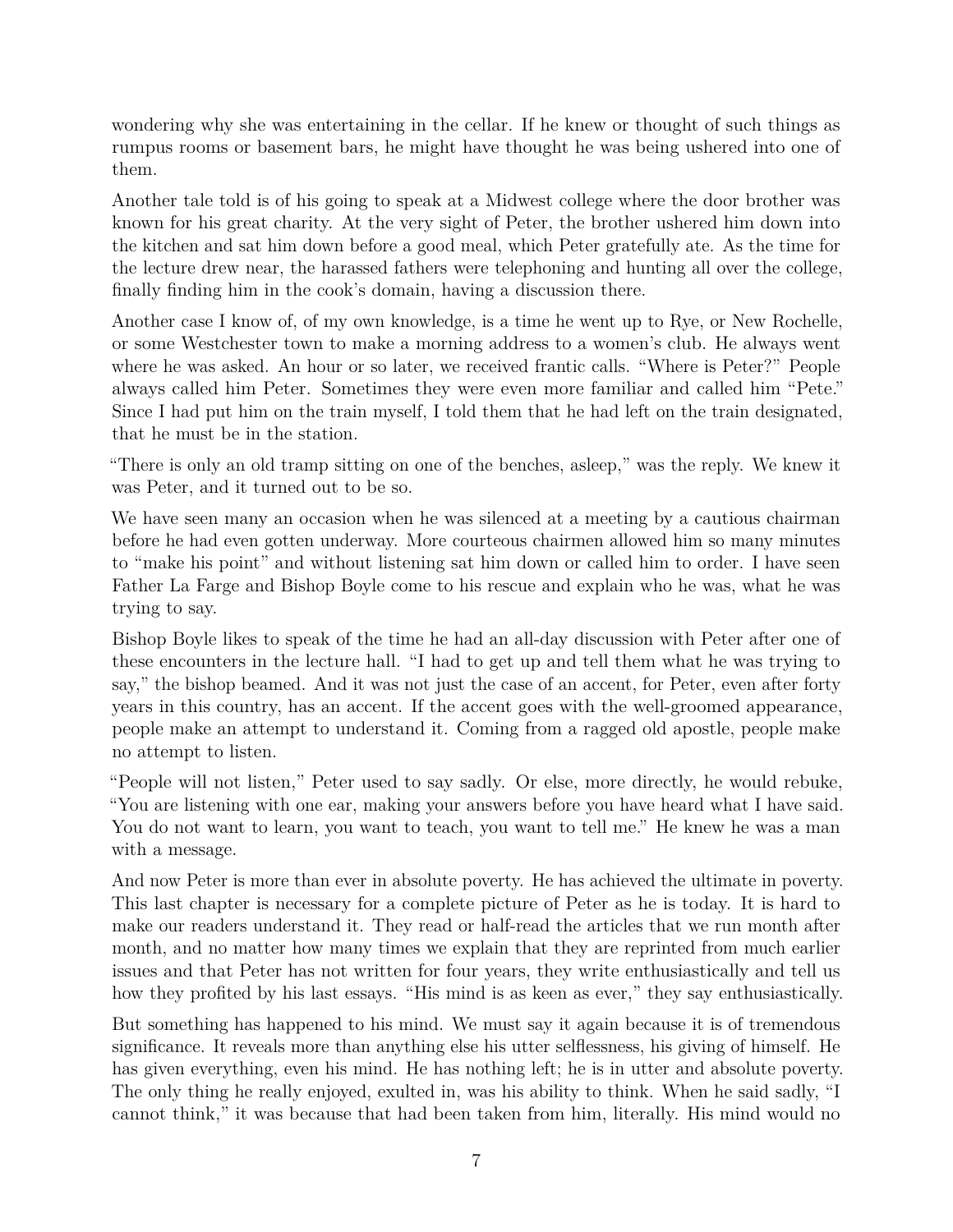wondering why she was entertaining in the cellar. If he knew or thought of such things as rumpus rooms or basement bars, he might have thought he was being ushered into one of them.

Another tale told is of his going to speak at a Midwest college where the door brother was known for his great charity. At the very sight of Peter, the brother ushered him down into the kitchen and sat him down before a good meal, which Peter gratefully ate. As the time for the lecture drew near, the harassed fathers were telephoning and hunting all over the college, finally finding him in the cook's domain, having a discussion there.

Another case I know of, of my own knowledge, is a time he went up to Rye, or New Rochelle, or some Westchester town to make a morning address to a women's club. He always went where he was asked. An hour or so later, we received frantic calls. "Where is Peter?" People always called him Peter. Sometimes they were even more familiar and called him "Pete." Since I had put him on the train myself, I told them that he had left on the train designated, that he must be in the station.

"There is only an old tramp sitting on one of the benches, asleep," was the reply. We knew it was Peter, and it turned out to be so.

We have seen many an occasion when he was silenced at a meeting by a cautious chairman before he had even gotten underway. More courteous chairmen allowed him so many minutes to "make his point" and without listening sat him down or called him to order. I have seen Father La Farge and Bishop Boyle come to his rescue and explain who he was, what he was trying to say.

Bishop Boyle likes to speak of the time he had an all-day discussion with Peter after one of these encounters in the lecture hall. "I had to get up and tell them what he was trying to say," the bishop beamed. And it was not just the case of an accent, for Peter, even after forty years in this country, has an accent. If the accent goes with the well-groomed appearance, people make an attempt to understand it. Coming from a ragged old apostle, people make no attempt to listen.

"People will not listen," Peter used to say sadly. Or else, more directly, he would rebuke, "You are listening with one ear, making your answers before you have heard what I have said. You do not want to learn, you want to teach, you want to tell me." He knew he was a man with a message.

And now Peter is more than ever in absolute poverty. He has achieved the ultimate in poverty. This last chapter is necessary for a complete picture of Peter as he is today. It is hard to make our readers understand it. They read or half-read the articles that we run month after month, and no matter how many times we explain that they are reprinted from much earlier issues and that Peter has not written for four years, they write enthusiastically and tell us how they profited by his last essays. "His mind is as keen as ever," they say enthusiastically.

But something has happened to his mind. We must say it again because it is of tremendous significance. It reveals more than anything else his utter selflessness, his giving of himself. He has given everything, even his mind. He has nothing left; he is in utter and absolute poverty. The only thing he really enjoyed, exulted in, was his ability to think. When he said sadly, "I cannot think," it was because that had been taken from him, literally. His mind would no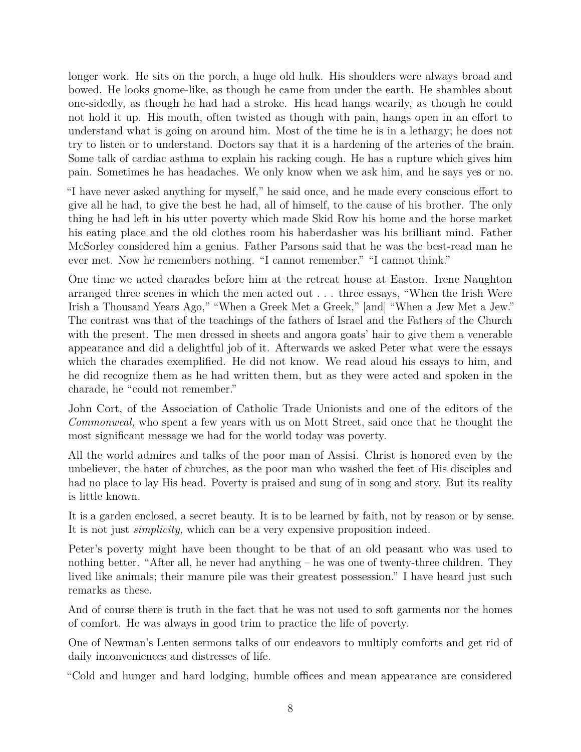longer work. He sits on the porch, a huge old hulk. His shoulders were always broad and bowed. He looks gnome-like, as though he came from under the earth. He shambles about one-sidedly, as though he had had a stroke. His head hangs wearily, as though he could not hold it up. His mouth, often twisted as though with pain, hangs open in an effort to understand what is going on around him. Most of the time he is in a lethargy; he does not try to listen or to understand. Doctors say that it is a hardening of the arteries of the brain. Some talk of cardiac asthma to explain his racking cough. He has a rupture which gives him pain. Sometimes he has headaches. We only know when we ask him, and he says yes or no.

"I have never asked anything for myself," he said once, and he made every conscious effort to give all he had, to give the best he had, all of himself, to the cause of his brother. The only thing he had left in his utter poverty which made Skid Row his home and the horse market his eating place and the old clothes room his haberdasher was his brilliant mind. Father McSorley considered him a genius. Father Parsons said that he was the best-read man he ever met. Now he remembers nothing. "I cannot remember." "I cannot think."

One time we acted charades before him at the retreat house at Easton. Irene Naughton arranged three scenes in which the men acted out . . . three essays, "When the Irish Were Irish a Thousand Years Ago," "When a Greek Met a Greek," [and] "When a Jew Met a Jew." The contrast was that of the teachings of the fathers of Israel and the Fathers of the Church with the present. The men dressed in sheets and angora goats' hair to give them a venerable appearance and did a delightful job of it. Afterwards we asked Peter what were the essays which the charades exemplified. He did not know. We read aloud his essays to him, and he did recognize them as he had written them, but as they were acted and spoken in the charade, he "could not remember."

John Cort, of the Association of Catholic Trade Unionists and one of the editors of the *Commonweal,* who spent a few years with us on Mott Street, said once that he thought the most significant message we had for the world today was poverty.

All the world admires and talks of the poor man of Assisi. Christ is honored even by the unbeliever, the hater of churches, as the poor man who washed the feet of His disciples and had no place to lay His head. Poverty is praised and sung of in song and story. But its reality is little known.

It is a garden enclosed, a secret beauty. It is to be learned by faith, not by reason or by sense. It is not just *simplicity,* which can be a very expensive proposition indeed.

Peter's poverty might have been thought to be that of an old peasant who was used to nothing better. "After all, he never had anything – he was one of twenty-three children. They lived like animals; their manure pile was their greatest possession." I have heard just such remarks as these.

And of course there is truth in the fact that he was not used to soft garments nor the homes of comfort. He was always in good trim to practice the life of poverty.

One of Newman's Lenten sermons talks of our endeavors to multiply comforts and get rid of daily inconveniences and distresses of life.

"Cold and hunger and hard lodging, humble offices and mean appearance are considered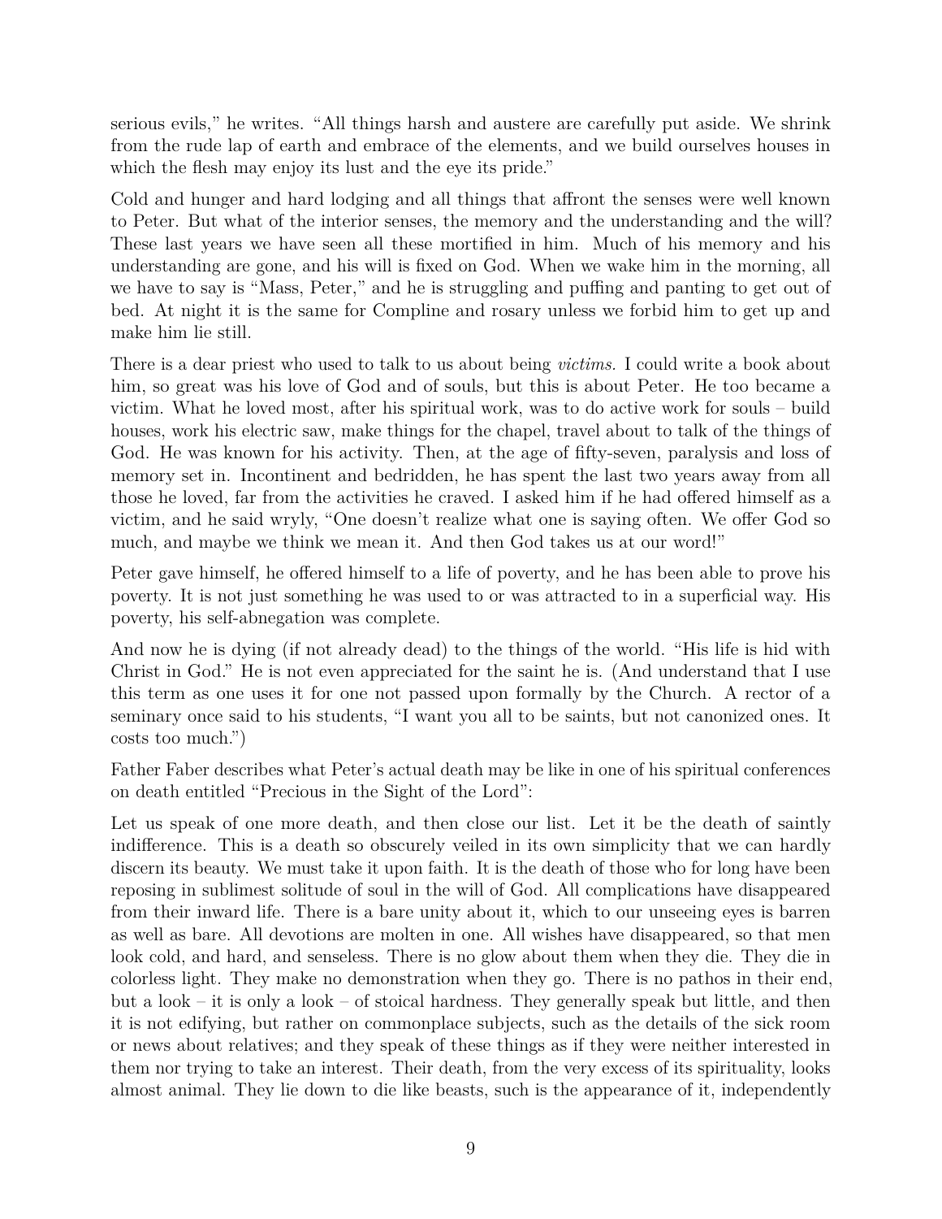serious evils," he writes. "All things harsh and austere are carefully put aside. We shrink from the rude lap of earth and embrace of the elements, and we build ourselves houses in which the flesh may enjoy its lust and the eye its pride."

Cold and hunger and hard lodging and all things that affront the senses were well known to Peter. But what of the interior senses, the memory and the understanding and the will? These last years we have seen all these mortified in him. Much of his memory and his understanding are gone, and his will is fixed on God. When we wake him in the morning, all we have to say is "Mass, Peter," and he is struggling and puffing and panting to get out of bed. At night it is the same for Compline and rosary unless we forbid him to get up and make him lie still.

There is a dear priest who used to talk to us about being *victims*. I could write a book about him, so great was his love of God and of souls, but this is about Peter. He too became a victim. What he loved most, after his spiritual work, was to do active work for souls – build houses, work his electric saw, make things for the chapel, travel about to talk of the things of God. He was known for his activity. Then, at the age of fifty-seven, paralysis and loss of memory set in. Incontinent and bedridden, he has spent the last two years away from all those he loved, far from the activities he craved. I asked him if he had offered himself as a victim, and he said wryly, "One doesn't realize what one is saying often. We offer God so much, and maybe we think we mean it. And then God takes us at our word!"

Peter gave himself, he offered himself to a life of poverty, and he has been able to prove his poverty. It is not just something he was used to or was attracted to in a superficial way. His poverty, his self-abnegation was complete.

And now he is dying (if not already dead) to the things of the world. "His life is hid with Christ in God." He is not even appreciated for the saint he is. (And understand that I use this term as one uses it for one not passed upon formally by the Church. A rector of a seminary once said to his students, "I want you all to be saints, but not canonized ones. It costs too much.")

Father Faber describes what Peter's actual death may be like in one of his spiritual conferences on death entitled "Precious in the Sight of the Lord":

Let us speak of one more death, and then close our list. Let it be the death of saintly indifference. This is a death so obscurely veiled in its own simplicity that we can hardly discern its beauty. We must take it upon faith. It is the death of those who for long have been reposing in sublimest solitude of soul in the will of God. All complications have disappeared from their inward life. There is a bare unity about it, which to our unseeing eyes is barren as well as bare. All devotions are molten in one. All wishes have disappeared, so that men look cold, and hard, and senseless. There is no glow about them when they die. They die in colorless light. They make no demonstration when they go. There is no pathos in their end, but a look – it is only a look – of stoical hardness. They generally speak but little, and then it is not edifying, but rather on commonplace subjects, such as the details of the sick room or news about relatives; and they speak of these things as if they were neither interested in them nor trying to take an interest. Their death, from the very excess of its spirituality, looks almost animal. They lie down to die like beasts, such is the appearance of it, independently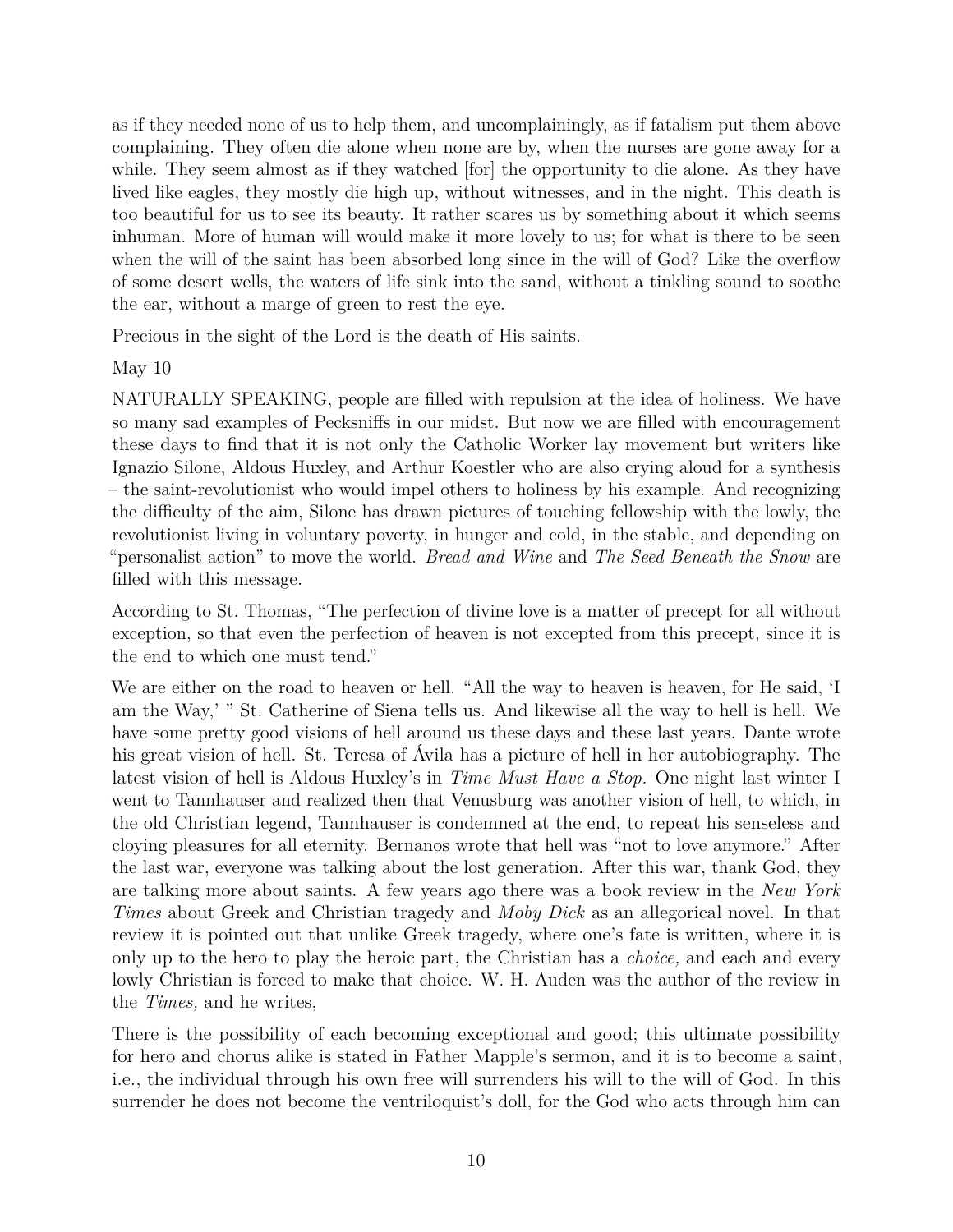as if they needed none of us to help them, and uncomplainingly, as if fatalism put them above complaining. They often die alone when none are by, when the nurses are gone away for a while. They seem almost as if they watched [for] the opportunity to die alone. As they have lived like eagles, they mostly die high up, without witnesses, and in the night. This death is too beautiful for us to see its beauty. It rather scares us by something about it which seems inhuman. More of human will would make it more lovely to us; for what is there to be seen when the will of the saint has been absorbed long since in the will of God? Like the overflow of some desert wells, the waters of life sink into the sand, without a tinkling sound to soothe the ear, without a marge of green to rest the eye.

Precious in the sight of the Lord is the death of His saints.

May 10

NATURALLY SPEAKING, people are filled with repulsion at the idea of holiness. We have so many sad examples of Pecksniffs in our midst. But now we are filled with encouragement these days to find that it is not only the Catholic Worker lay movement but writers like Ignazio Silone, Aldous Huxley, and Arthur Koestler who are also crying aloud for a synthesis – the saint-revolutionist who would impel others to holiness by his example. And recognizing the difficulty of the aim, Silone has drawn pictures of touching fellowship with the lowly, the revolutionist living in voluntary poverty, in hunger and cold, in the stable, and depending on "personalist action" to move the world. *Bread and Wine* and *The Seed Beneath the Snow* are filled with this message.

According to St. Thomas, "The perfection of divine love is a matter of precept for all without exception, so that even the perfection of heaven is not excepted from this precept, since it is the end to which one must tend."

We are either on the road to heaven or hell. "All the way to heaven is heaven, for He said, 'I am the Way,' " St. Catherine of Siena tells us. And likewise all the way to hell is hell. We have some pretty good visions of hell around us these days and these last years. Dante wrote his great vision of hell. St. Teresa of Ávila has a picture of hell in her autobiography. The latest vision of hell is Aldous Huxley's in *Time Must Have a Stop.* One night last winter I went to Tannhauser and realized then that Venusburg was another vision of hell, to which, in the old Christian legend, Tannhauser is condemned at the end, to repeat his senseless and cloying pleasures for all eternity. Bernanos wrote that hell was "not to love anymore." After the last war, everyone was talking about the lost generation. After this war, thank God, they are talking more about saints. A few years ago there was a book review in the *New York Times* about Greek and Christian tragedy and *Moby Dick* as an allegorical novel. In that review it is pointed out that unlike Greek tragedy, where one's fate is written, where it is only up to the hero to play the heroic part, the Christian has a *choice,* and each and every lowly Christian is forced to make that choice. W. H. Auden was the author of the review in the *Times,* and he writes,

There is the possibility of each becoming exceptional and good; this ultimate possibility for hero and chorus alike is stated in Father Mapple's sermon, and it is to become a saint, i.e., the individual through his own free will surrenders his will to the will of God. In this surrender he does not become the ventriloquist's doll, for the God who acts through him can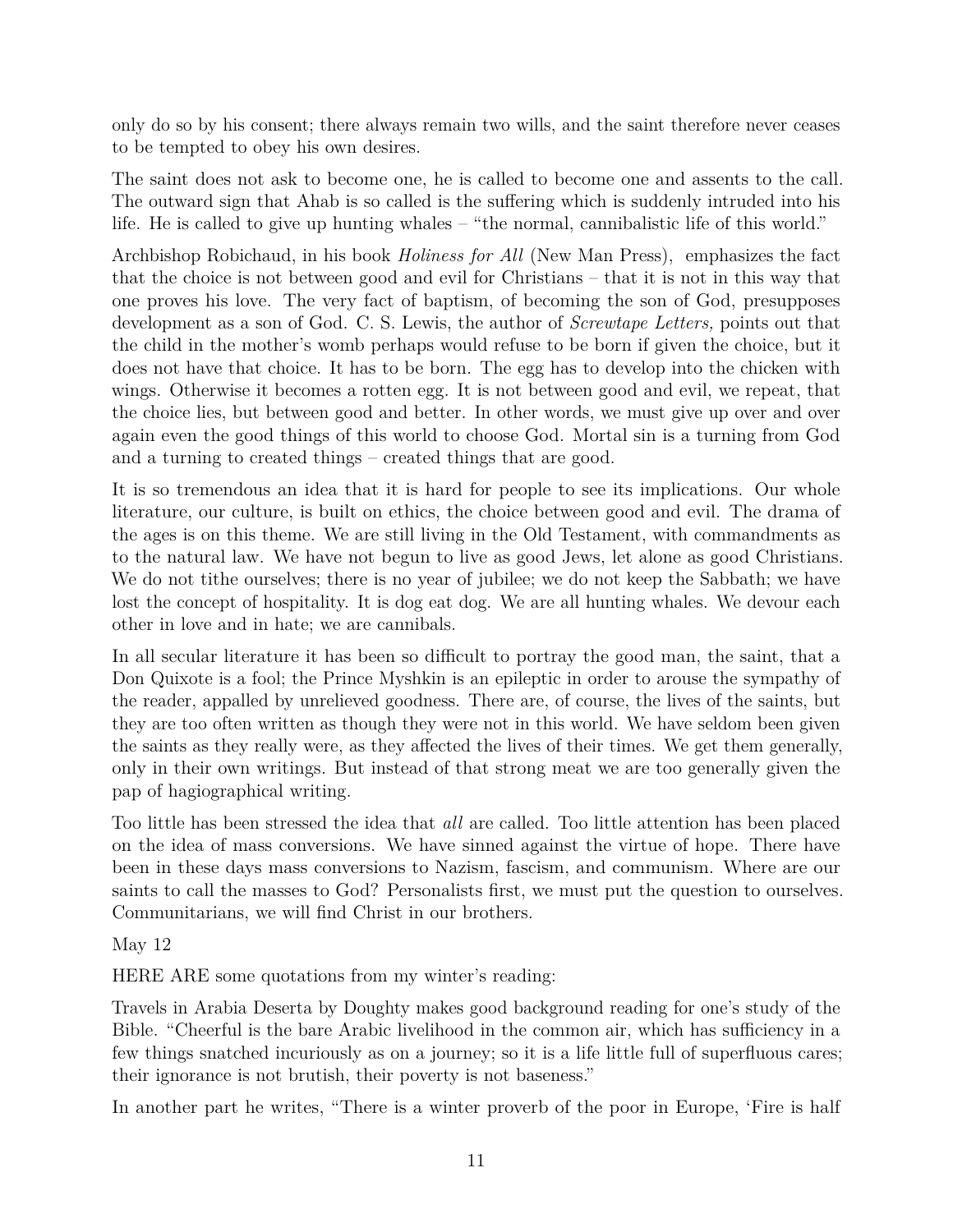only do so by his consent; there always remain two wills, and the saint therefore never ceases to be tempted to obey his own desires.

The saint does not ask to become one, he is called to become one and assents to the call. The outward sign that Ahab is so called is the suffering which is suddenly intruded into his life. He is called to give up hunting whales – "the normal, cannibalistic life of this world."

Archbishop Robichaud, in his book *Holiness for All* (New Man Press), emphasizes the fact that the choice is not between good and evil for Christians – that it is not in this way that one proves his love. The very fact of baptism, of becoming the son of God, presupposes development as a son of God. C. S. Lewis, the author of *Screwtape Letters,* points out that the child in the mother's womb perhaps would refuse to be born if given the choice, but it does not have that choice. It has to be born. The egg has to develop into the chicken with wings. Otherwise it becomes a rotten egg. It is not between good and evil, we repeat, that the choice lies, but between good and better. In other words, we must give up over and over again even the good things of this world to choose God. Mortal sin is a turning from God and a turning to created things – created things that are good.

It is so tremendous an idea that it is hard for people to see its implications. Our whole literature, our culture, is built on ethics, the choice between good and evil. The drama of the ages is on this theme. We are still living in the Old Testament, with commandments as to the natural law. We have not begun to live as good Jews, let alone as good Christians. We do not tithe ourselves; there is no year of jubilee; we do not keep the Sabbath; we have lost the concept of hospitality. It is dog eat dog. We are all hunting whales. We devour each other in love and in hate; we are cannibals.

In all secular literature it has been so difficult to portray the good man, the saint, that a Don Quixote is a fool; the Prince Myshkin is an epileptic in order to arouse the sympathy of the reader, appalled by unrelieved goodness. There are, of course, the lives of the saints, but they are too often written as though they were not in this world. We have seldom been given the saints as they really were, as they affected the lives of their times. We get them generally, only in their own writings. But instead of that strong meat we are too generally given the pap of hagiographical writing.

Too little has been stressed the idea that *all* are called. Too little attention has been placed on the idea of mass conversions. We have sinned against the virtue of hope. There have been in these days mass conversions to Nazism, fascism, and communism. Where are our saints to call the masses to God? Personalists first, we must put the question to ourselves. Communitarians, we will find Christ in our brothers.

May 12

HERE ARE some quotations from my winter's reading:

Travels in Arabia Deserta by Doughty makes good background reading for one's study of the Bible. "Cheerful is the bare Arabic livelihood in the common air, which has sufficiency in a few things snatched incuriously as on a journey; so it is a life little full of superfluous cares; their ignorance is not brutish, their poverty is not baseness."

In another part he writes, "There is a winter proverb of the poor in Europe, 'Fire is half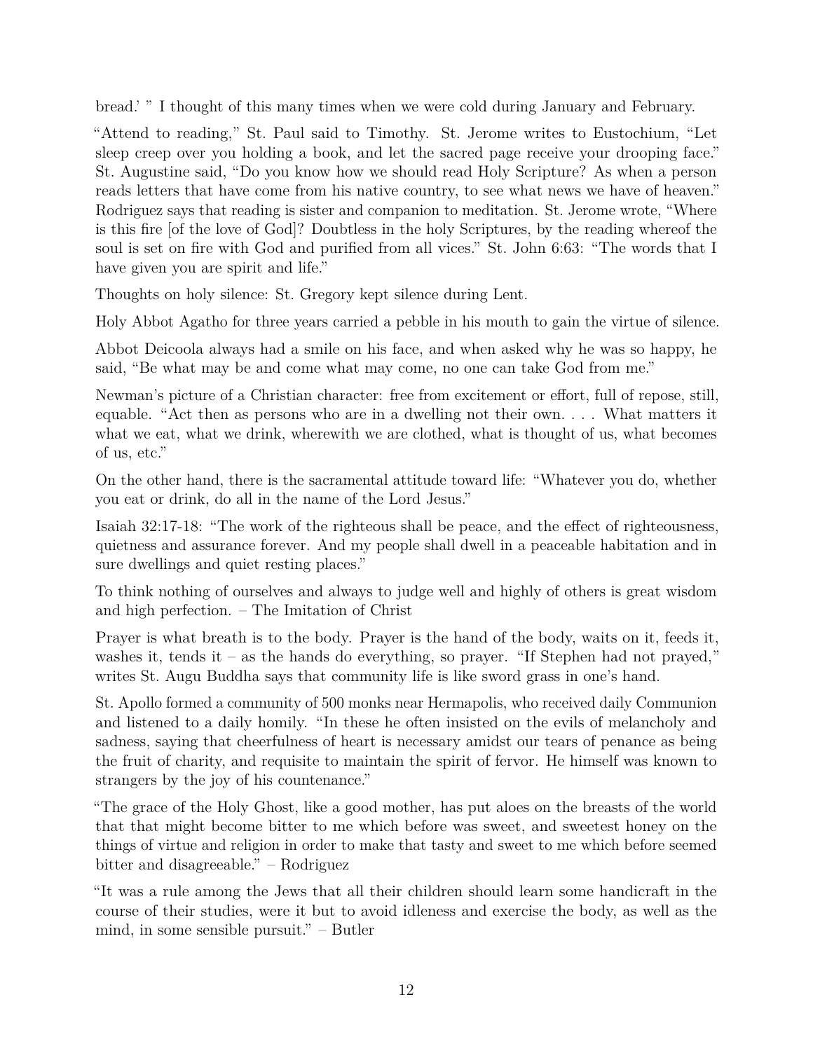bread.' " I thought of this many times when we were cold during January and February.

"Attend to reading," St. Paul said to Timothy. St. Jerome writes to Eustochium, "Let sleep creep over you holding a book, and let the sacred page receive your drooping face." St. Augustine said, "Do you know how we should read Holy Scripture? As when a person reads letters that have come from his native country, to see what news we have of heaven." Rodriguez says that reading is sister and companion to meditation. St. Jerome wrote, "Where is this fire [of the love of God]? Doubtless in the holy Scriptures, by the reading whereof the soul is set on fire with God and purified from all vices." St. John 6:63: "The words that I have given you are spirit and life."

Thoughts on holy silence: St. Gregory kept silence during Lent.

Holy Abbot Agatho for three years carried a pebble in his mouth to gain the virtue of silence.

Abbot Deicoola always had a smile on his face, and when asked why he was so happy, he said, "Be what may be and come what may come, no one can take God from me."

Newman's picture of a Christian character: free from excitement or effort, full of repose, still, equable. "Act then as persons who are in a dwelling not their own. . . . What matters it what we eat, what we drink, wherewith we are clothed, what is thought of us, what becomes of us, etc."

On the other hand, there is the sacramental attitude toward life: "Whatever you do, whether you eat or drink, do all in the name of the Lord Jesus."

Isaiah 32:17-18: "The work of the righteous shall be peace, and the effect of righteousness, quietness and assurance forever. And my people shall dwell in a peaceable habitation and in sure dwellings and quiet resting places."

To think nothing of ourselves and always to judge well and highly of others is great wisdom and high perfection. – The Imitation of Christ

Prayer is what breath is to the body. Prayer is the hand of the body, waits on it, feeds it, washes it, tends it – as the hands do everything, so prayer. "If Stephen had not prayed," writes St. Augu Buddha says that community life is like sword grass in one's hand.

St. Apollo formed a community of 500 monks near Hermapolis, who received daily Communion and listened to a daily homily. "In these he often insisted on the evils of melancholy and sadness, saying that cheerfulness of heart is necessary amidst our tears of penance as being the fruit of charity, and requisite to maintain the spirit of fervor. He himself was known to strangers by the joy of his countenance."

"The grace of the Holy Ghost, like a good mother, has put aloes on the breasts of the world that that might become bitter to me which before was sweet, and sweetest honey on the things of virtue and religion in order to make that tasty and sweet to me which before seemed bitter and disagreeable." – Rodriguez

"It was a rule among the Jews that all their children should learn some handicraft in the course of their studies, were it but to avoid idleness and exercise the body, as well as the mind, in some sensible pursuit." – Butler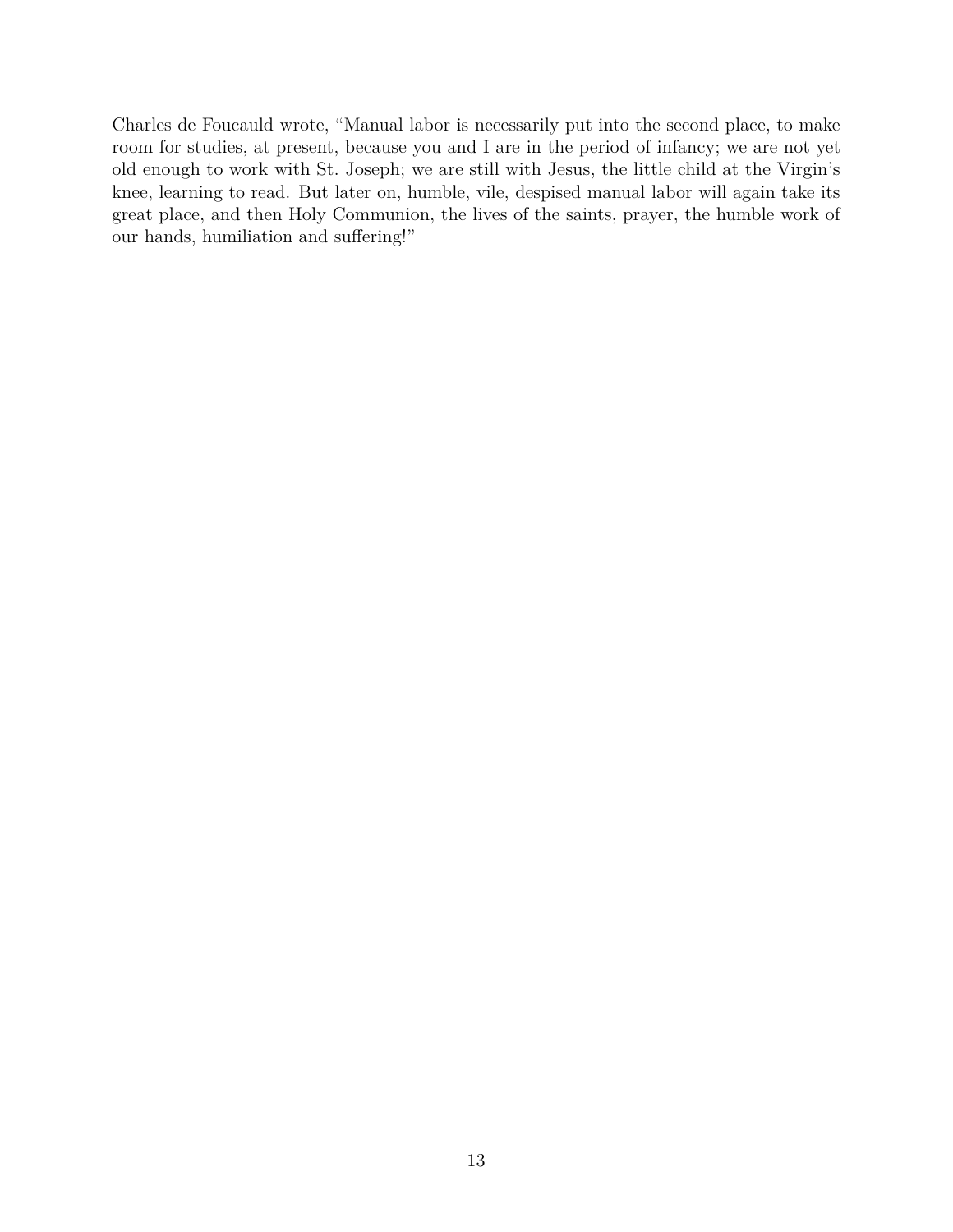Charles de Foucauld wrote, "Manual labor is necessarily put into the second place, to make room for studies, at present, because you and I are in the period of infancy; we are not yet old enough to work with St. Joseph; we are still with Jesus, the little child at the Virgin's knee, learning to read. But later on, humble, vile, despised manual labor will again take its great place, and then Holy Communion, the lives of the saints, prayer, the humble work of our hands, humiliation and suffering!"